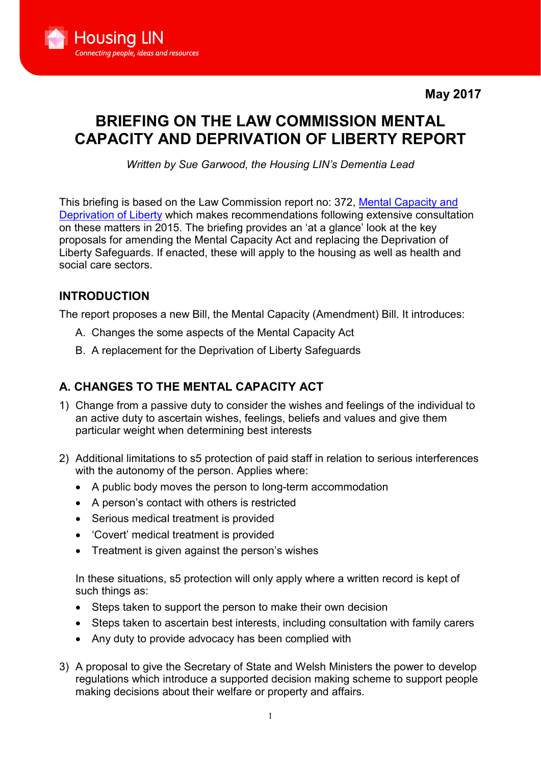Housing LIN

*Connecting people, ideas and resources*

**May 2017**

# BRIEFING ON THE LAW COMMISSION MENTAL CAPACITY AND DEPRIVATION OF LIBERTY REPORT

*Written by Sue Garwood, the Housing LIN's Dementia Lead*

This briefing is based on the Law Commission report no: 372, Mental Capacity and Deprivation of Liberty which makes recommendations following extensive consultation on these matters in 2015. The briefing provides an 'at a glance' look at the key proposals for amending the Mental Capacity Act and replacing the Deprivation of Liberty Safeguards. If enacted, these will apply to the housing as well as health and social care sectors.

## INTRODUCTION

The report proposes a new Bill, the Mental Capacity (Amendment) Bill. It introduces:

A. Changes the some aspects of the Mental Capacity Act
B. A replacement for the Deprivation of Liberty Safeguards

## A. CHANGES TO THE MENTAL CAPACITY ACT

1) Change from a passive duty to consider the wishes and feelings of the individual to an active duty to ascertain wishes, feelings, beliefs and values and give them particular weight when determining best interests

2) Additional limitations to s5 protection of paid staff in relation to serious interferences with the autonomy of the person. Applies where:
   - A public body moves the person to long-term accommodation
   - A person's contact with others is restricted
   - Serious medical treatment is provided
   - 'Covert' medical treatment is provided
   - Treatment is given against the person's wishes

   In these situations, s5 protection will only apply where a written record is kept of such things as:
   - Steps taken to support the person to make their own decision
   - Steps taken to ascertain best interests, including consultation with family carers
   - Any duty to provide advocacy has been complied with

3) A proposal to give the Secretary of State and Welsh Ministers the power to develop regulations which introduce a supported decision making scheme to support people making decisions about their welfare or property and affairs.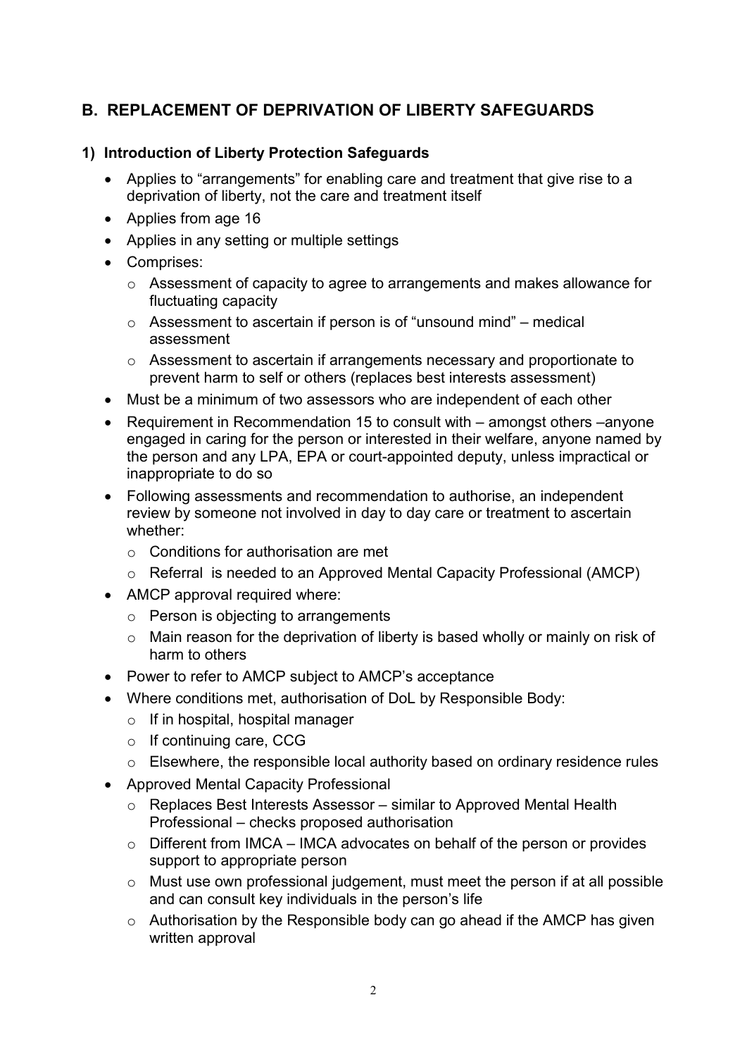## B. REPLACEMENT OF DEPRIVATION OF LIBERTY SAFEGUARDS

### 1) Introduction of Liberty Protection Safeguards

- Applies to "arrangements" for enabling care and treatment that give rise to a deprivation of liberty, not the care and treatment itself
- Applies from age 16
- Applies in any setting or multiple settings
- Comprises:
  - Assessment of capacity to agree to arrangements and makes allowance for fluctuating capacity
  - Assessment to ascertain if person is of "unsound mind" – medical assessment
  - Assessment to ascertain if arrangements necessary and proportionate to prevent harm to self or others (replaces best interests assessment)
- Must be a minimum of two assessors who are independent of each other
- Requirement in Recommendation 15 to consult with – amongst others –anyone engaged in caring for the person or interested in their welfare, anyone named by the person and any LPA, EPA or court-appointed deputy, unless impractical or inappropriate to do so
- Following assessments and recommendation to authorise, an independent review by someone not involved in day to day care or treatment to ascertain whether:
  - Conditions for authorisation are met
  - Referral is needed to an Approved Mental Capacity Professional (AMCP)
- AMCP approval required where:
  - Person is objecting to arrangements
  - Main reason for the deprivation of liberty is based wholly or mainly on risk of harm to others
- Power to refer to AMCP subject to AMCP's acceptance
- Where conditions met, authorisation of DoL by Responsible Body:
  - If in hospital, hospital manager
  - If continuing care, CCG
  - Elsewhere, the responsible local authority based on ordinary residence rules
- Approved Mental Capacity Professional
  - Replaces Best Interests Assessor – similar to Approved Mental Health Professional – checks proposed authorisation
  - Different from IMCA – IMCA advocates on behalf of the person or provides support to appropriate person
  - Must use own professional judgement, must meet the person if at all possible and can consult key individuals in the person's life
  - Authorisation by the Responsible body can go ahead if the AMCP has given written approval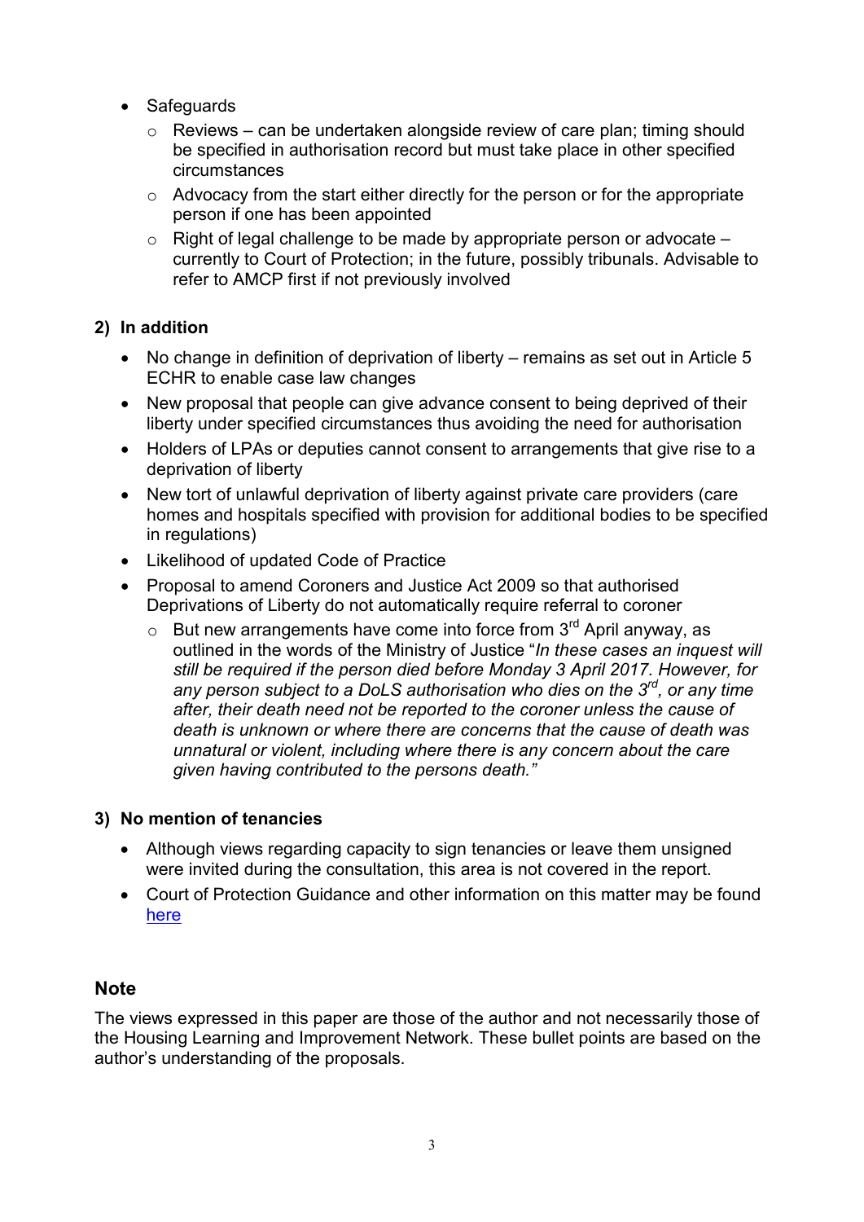- Safeguards
  - Reviews – can be undertaken alongside review of care plan; timing should be specified in authorisation record but must take place in other specified circumstances
  - Advocacy from the start either directly for the person or for the appropriate person if one has been appointed
  - Right of legal challenge to be made by appropriate person or advocate – currently to Court of Protection; in the future, possibly tribunals. Advisable to refer to AMCP first if not previously involved

### 2) In addition

- No change in definition of deprivation of liberty – remains as set out in Article 5 ECHR to enable case law changes
- New proposal that people can give advance consent to being deprived of their liberty under specified circumstances thus avoiding the need for authorisation
- Holders of LPAs or deputies cannot consent to arrangements that give rise to a deprivation of liberty
- New tort of unlawful deprivation of liberty against private care providers (care homes and hospitals specified with provision for additional bodies to be specified in regulations)
- Likelihood of updated Code of Practice
- Proposal to amend Coroners and Justice Act 2009 so that authorised Deprivations of Liberty do not automatically require referral to coroner
  - But new arrangements have come into force from 3rd April anyway, as outlined in the words of the Ministry of Justice "*In these cases an inquest will still be required if the person died before Monday 3 April 2017. However, for any person subject to a DoLS authorisation who dies on the 3rd, or any time after, their death need not be reported to the coroner unless the cause of death is unknown or where there are concerns that the cause of death was unnatural or violent, including where there is any concern about the care given having contributed to the persons death.*"

### 3) No mention of tenancies

- Although views regarding capacity to sign tenancies or leave them unsigned were invited during the consultation, this area is not covered in the report.
- Court of Protection Guidance and other information on this matter may be found here

## Note

The views expressed in this paper are those of the author and not necessarily those of the Housing Learning and Improvement Network. These bullet points are based on the author's understanding of the proposals.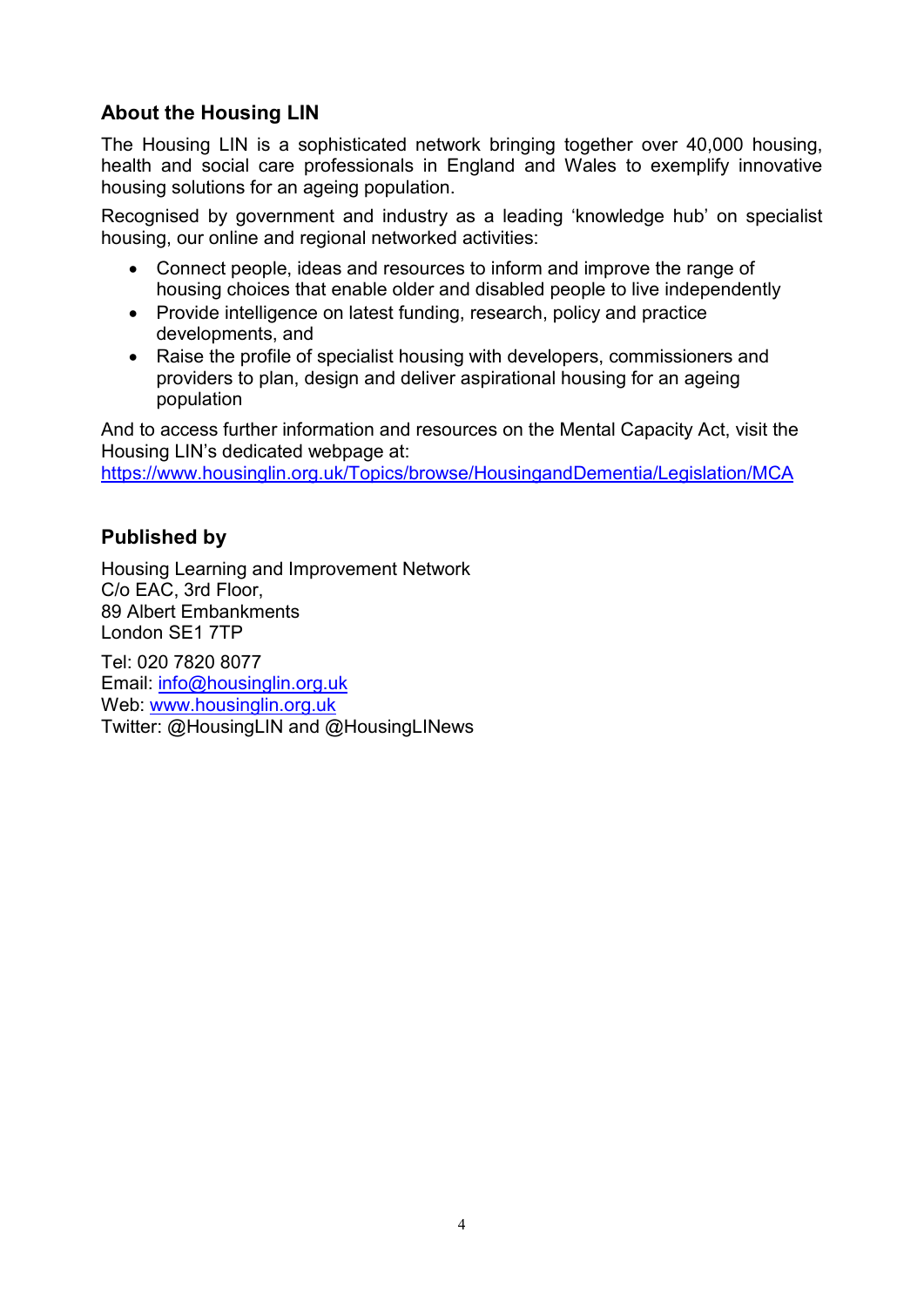## About the Housing LIN

The Housing LIN is a sophisticated network bringing together over 40,000 housing, health and social care professionals in England and Wales to exemplify innovative housing solutions for an ageing population.

Recognised by government and industry as a leading 'knowledge hub' on specialist housing, our online and regional networked activities:

- Connect people, ideas and resources to inform and improve the range of housing choices that enable older and disabled people to live independently
- Provide intelligence on latest funding, research, policy and practice developments, and
- Raise the profile of specialist housing with developers, commissioners and providers to plan, design and deliver aspirational housing for an ageing population

And to access further information and resources on the Mental Capacity Act, visit the Housing LIN's dedicated webpage at: https://www.housinglin.org.uk/Topics/browse/HousingandDementia/Legislation/MCA

## Published by

Housing Learning and Improvement Network
C/o EAC, 3rd Floor,
89 Albert Embankments
London SE1 7TP

Tel: 020 7820 8077
Email: info@housinglin.org.uk
Web: www.housinglin.org.uk
Twitter: @HousingLIN and @HousingLINews